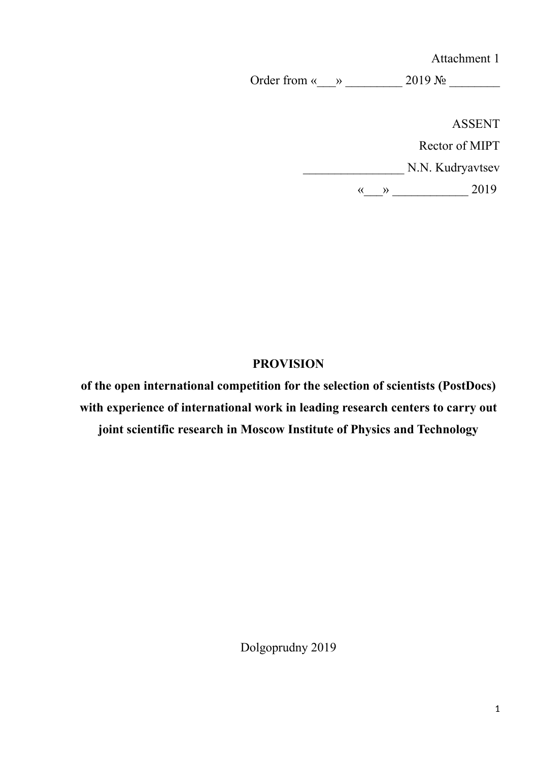Attachment 1

Order from «___» _________ 2019 № ________

ASSENT

Rector of MIPT

________________ N.N. Kudryavtsev

«___» ____________ 2019

# PROVISION

**of the open international competition for the selection of scientists (PostDocs) with experience of international work in leading research centers to carry out joint scientific research in Moscow Institute of Physics and Technology**

Dolgoprudny 2019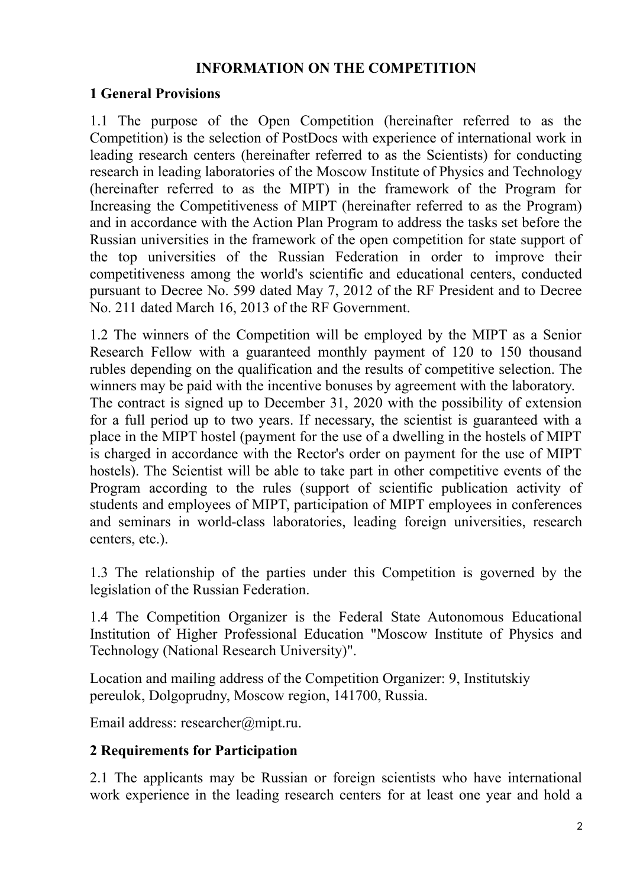# INFORMATION ON THE COMPETITION

## 1 General Provisions

1.1 The purpose of the Open Competition (hereinafter referred to as the Competition) is the selection of PostDocs with experience of international work in leading research centers (hereinafter referred to as the Scientists) for conducting research in leading laboratories of the Moscow Institute of Physics and Technology (hereinafter referred to as the MIPT) in the framework of the Program for Increasing the Competitiveness of MIPT (hereinafter referred to as the Program) and in accordance with the Action Plan Program to address the tasks set before the Russian universities in the framework of the open competition for state support of the top universities of the Russian Federation in order to improve their competitiveness among the world's scientific and educational centers, conducted pursuant to Decree No. 599 dated May 7, 2012 of the RF President and to Decree No. 211 dated March 16, 2013 of the RF Government.

1.2 The winners of the Competition will be employed by the MIPT as a Senior Research Fellow with a guaranteed monthly payment of 120 to 150 thousand rubles depending on the qualification and the results of competitive selection. The winners may be paid with the incentive bonuses by agreement with the laboratory.
The contract is signed up to December 31, 2020 with the possibility of extension for a full period up to two years. If necessary, the scientist is guaranteed with a place in the MIPT hostel (payment for the use of a dwelling in the hostels of MIPT is charged in accordance with the Rector's order on payment for the use of MIPT hostels). The Scientist will be able to take part in other competitive events of the Program according to the rules (support of scientific publication activity of students and employees of MIPT, participation of MIPT employees in conferences and seminars in world-class laboratories, leading foreign universities, research centers, etc.).

1.3 The relationship of the parties under this Competition is governed by the legislation of the Russian Federation.

1.4 The Competition Organizer is the Federal State Autonomous Educational Institution of Higher Professional Education "Moscow Institute of Physics and Technology (National Research University)".

Location and mailing address of the Competition Organizer: 9, Institutskiy pereulok, Dolgoprudny, Moscow region, 141700, Russia.

Email address: researcher@mipt.ru.

## 2 Requirements for Participation

2.1 The applicants may be Russian or foreign scientists who have international work experience in the leading research centers for at least one year and hold a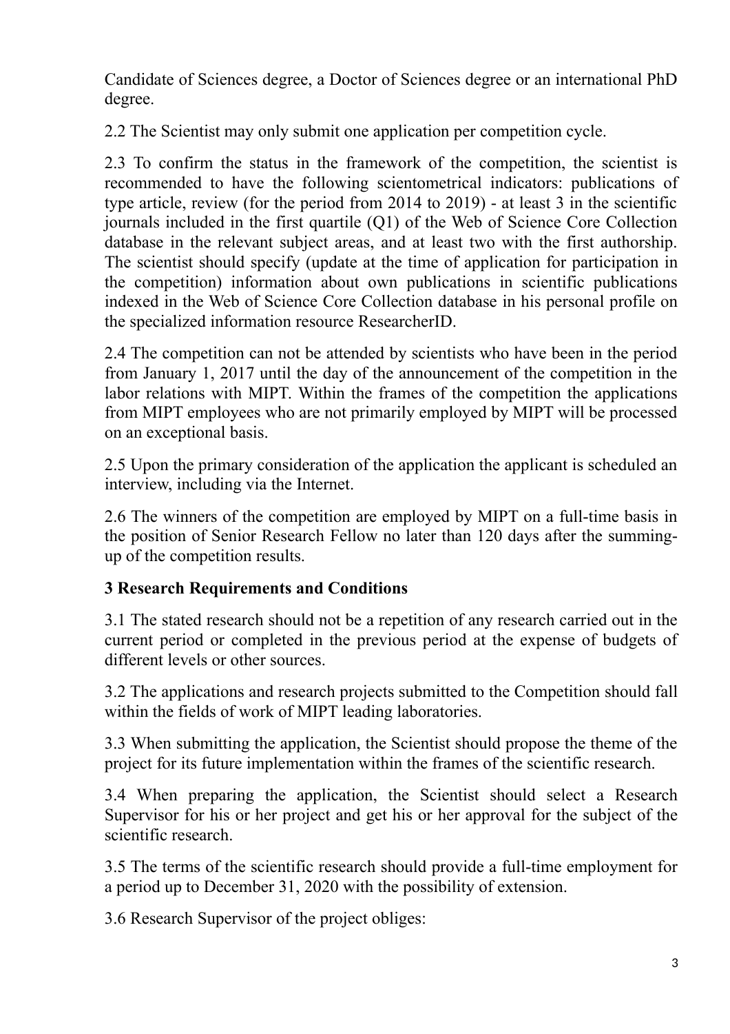Candidate of Sciences degree, a Doctor of Sciences degree or an international PhD degree.

2.2 The Scientist may only submit one application per competition cycle.

2.3 To confirm the status in the framework of the competition, the scientist is recommended to have the following scientometrical indicators: publications of type article, review (for the period from 2014 to 2019) - at least 3 in the scientific journals included in the first quartile (Q1) of the Web of Science Core Collection database in the relevant subject areas, and at least two with the first authorship. The scientist should specify (update at the time of application for participation in the competition) information about own publications in scientific publications indexed in the Web of Science Core Collection database in his personal profile on the specialized information resource ResearcherID.

2.4 The competition can not be attended by scientists who have been in the period from January 1, 2017 until the day of the announcement of the competition in the labor relations with MIPT. Within the frames of the competition the applications from MIPT employees who are not primarily employed by MIPT will be processed on an exceptional basis.

2.5 Upon the primary consideration of the application the applicant is scheduled an interview, including via the Internet.

2.6 The winners of the competition are employed by MIPT on a full-time basis in the position of Senior Research Fellow no later than 120 days after the summing-up of the competition results.

### 3 Research Requirements and Conditions

3.1 The stated research should not be a repetition of any research carried out in the current period or completed in the previous period at the expense of budgets of different levels or other sources.

3.2 The applications and research projects submitted to the Competition should fall within the fields of work of MIPT leading laboratories.

3.3 When submitting the application, the Scientist should propose the theme of the project for its future implementation within the frames of the scientific research.

3.4 When preparing the application, the Scientist should select a Research Supervisor for his or her project and get his or her approval for the subject of the scientific research.

3.5 The terms of the scientific research should provide a full-time employment for a period up to December 31, 2020 with the possibility of extension.

3.6 Research Supervisor of the project obliges: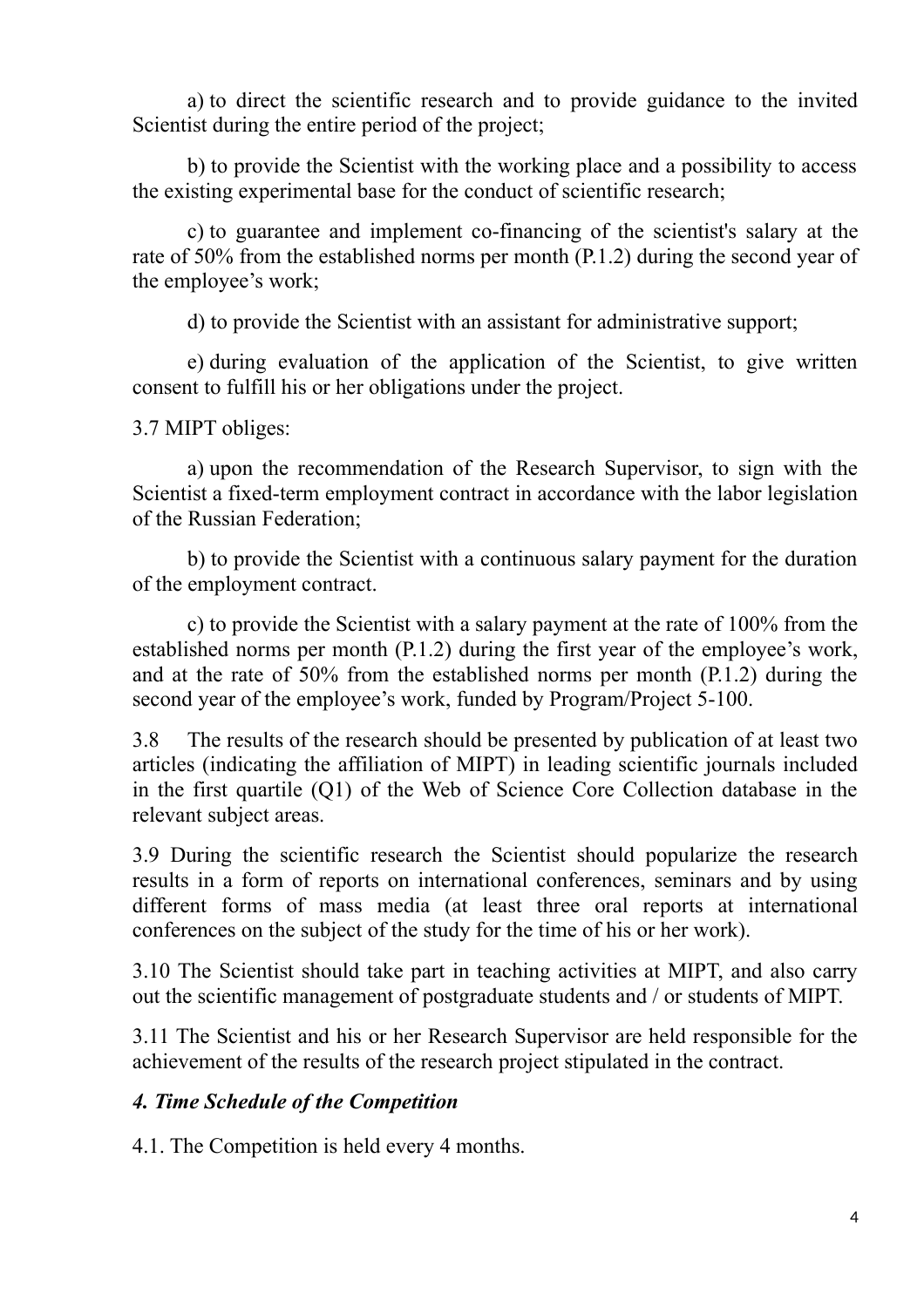a) to direct the scientific research and to provide guidance to the invited Scientist during the entire period of the project;

b) to provide the Scientist with the working place and a possibility to access the existing experimental base for the conduct of scientific research;

c) to guarantee and implement co-financing of the scientist's salary at the rate of 50% from the established norms per month (P.1.2) during the second year of the employee's work;

d) to provide the Scientist with an assistant for administrative support;

e) during evaluation of the application of the Scientist, to give written consent to fulfill his or her obligations under the project.

3.7 MIPT obliges:

a) upon the recommendation of the Research Supervisor, to sign with the Scientist a fixed-term employment contract in accordance with the labor legislation of the Russian Federation;

b) to provide the Scientist with a continuous salary payment for the duration of the employment contract.

c) to provide the Scientist with a salary payment at the rate of 100% from the established norms per month (P.1.2) during the first year of the employee's work, and at the rate of 50% from the established norms per month (P.1.2) during the second year of the employee's work, funded by Program/Project 5-100.

3.8 The results of the research should be presented by publication of at least two articles (indicating the affiliation of MIPT) in leading scientific journals included in the first quartile (Q1) of the Web of Science Core Collection database in the relevant subject areas.

3.9 During the scientific research the Scientist should popularize the research results in a form of reports on international conferences, seminars and by using different forms of mass media (at least three oral reports at international conferences on the subject of the study for the time of his or her work).

3.10 The Scientist should take part in teaching activities at MIPT, and also carry out the scientific management of postgraduate students and / or students of MIPT.

3.11 The Scientist and his or her Research Supervisor are held responsible for the achievement of the results of the research project stipulated in the contract.

### *4. Time Schedule of the Competition*

4.1. The Competition is held every 4 months.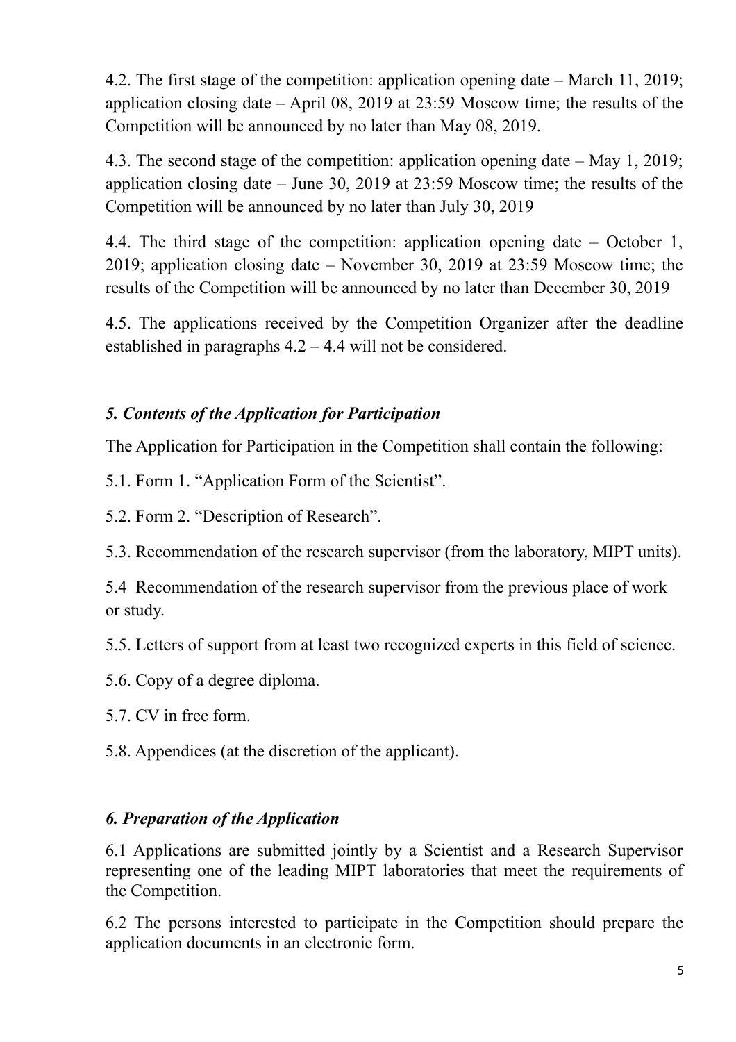4.2. The first stage of the competition: application opening date – March 11, 2019; application closing date – April 08, 2019 at 23:59 Moscow time; the results of the Competition will be announced by no later than May 08, 2019.

4.3. The second stage of the competition: application opening date – May 1, 2019; application closing date – June 30, 2019 at 23:59 Moscow time; the results of the Competition will be announced by no later than July 30, 2019

4.4. The third stage of the competition: application opening date – October 1, 2019; application closing date – November 30, 2019 at 23:59 Moscow time; the results of the Competition will be announced by no later than December 30, 2019

4.5. The applications received by the Competition Organizer after the deadline established in paragraphs 4.2 – 4.4 will not be considered.

### *5. Contents of the Application for Participation*

The Application for Participation in the Competition shall contain the following:

5.1. Form 1. “Application Form of the Scientist”.

5.2. Form 2. “Description of Research”.

5.3. Recommendation of the research supervisor (from the laboratory, MIPT units).

5.4 Recommendation of the research supervisor from the previous place of work or study.

5.5. Letters of support from at least two recognized experts in this field of science.

5.6. Copy of a degree diploma.

5.7. CV in free form.

5.8. Appendices (at the discretion of the applicant).

### *6. Preparation of the Application*

6.1 Applications are submitted jointly by a Scientist and a Research Supervisor representing one of the leading MIPT laboratories that meet the requirements of the Competition.

6.2 The persons interested to participate in the Competition should prepare the application documents in an electronic form.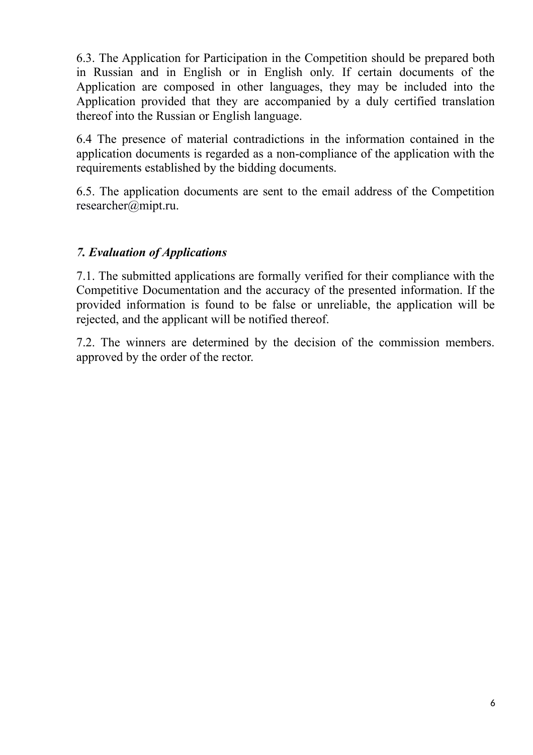6.3. The Application for Participation in the Competition should be prepared both in Russian and in English or in English only. If certain documents of the Application are composed in other languages, they may be included into the Application provided that they are accompanied by a duly certified translation thereof into the Russian or English language.

6.4 The presence of material contradictions in the information contained in the application documents is regarded as a non-compliance of the application with the requirements established by the bidding documents.

6.5. The application documents are sent to the email address of the Competition researcher@mipt.ru.

## *7. Evaluation of Applications*

7.1. The submitted applications are formally verified for their compliance with the Competitive Documentation and the accuracy of the presented information. If the provided information is found to be false or unreliable, the application will be rejected, and the applicant will be notified thereof.

7.2. The winners are determined by the decision of the commission members. approved by the order of the rector.